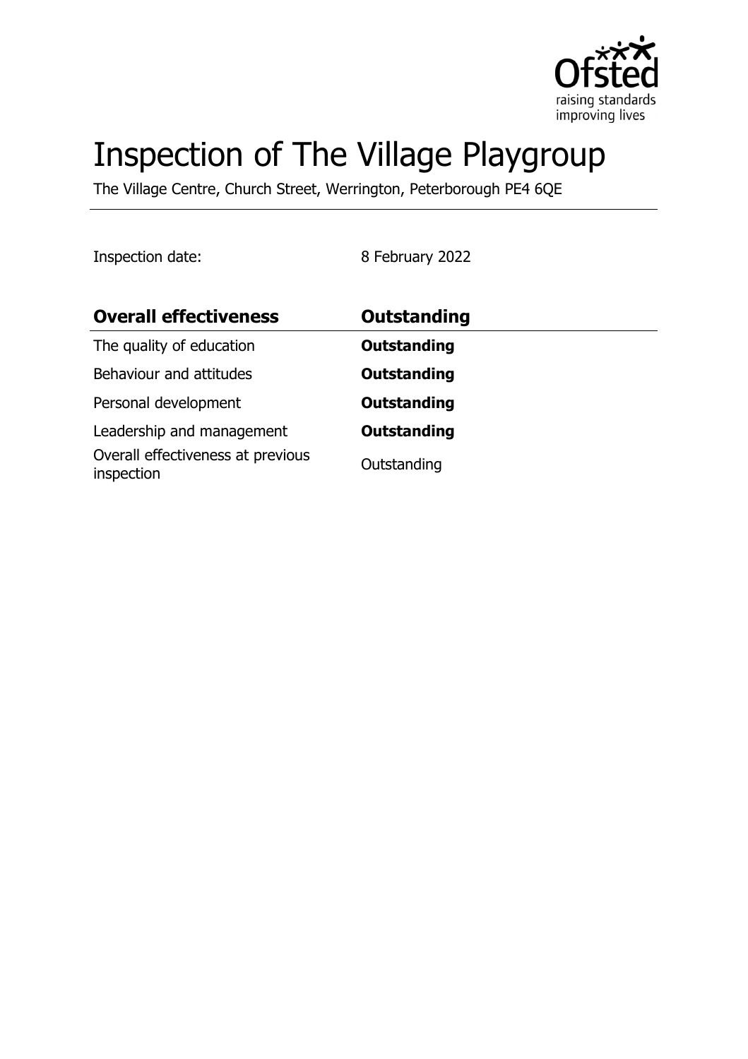# Inspection of The Village Playgroup

The Village Centre, Church Street, Werrington, Peterborough PE4 6QE

Inspection date: 8 February 2022

| **Overall effectiveness** | **Outstanding** |
| --- | --- |
| The quality of education | **Outstanding** |
| Behaviour and attitudes | **Outstanding** |
| Personal development | **Outstanding** |
| Leadership and management | **Outstanding** |
| Overall effectiveness at previous inspection | Outstanding |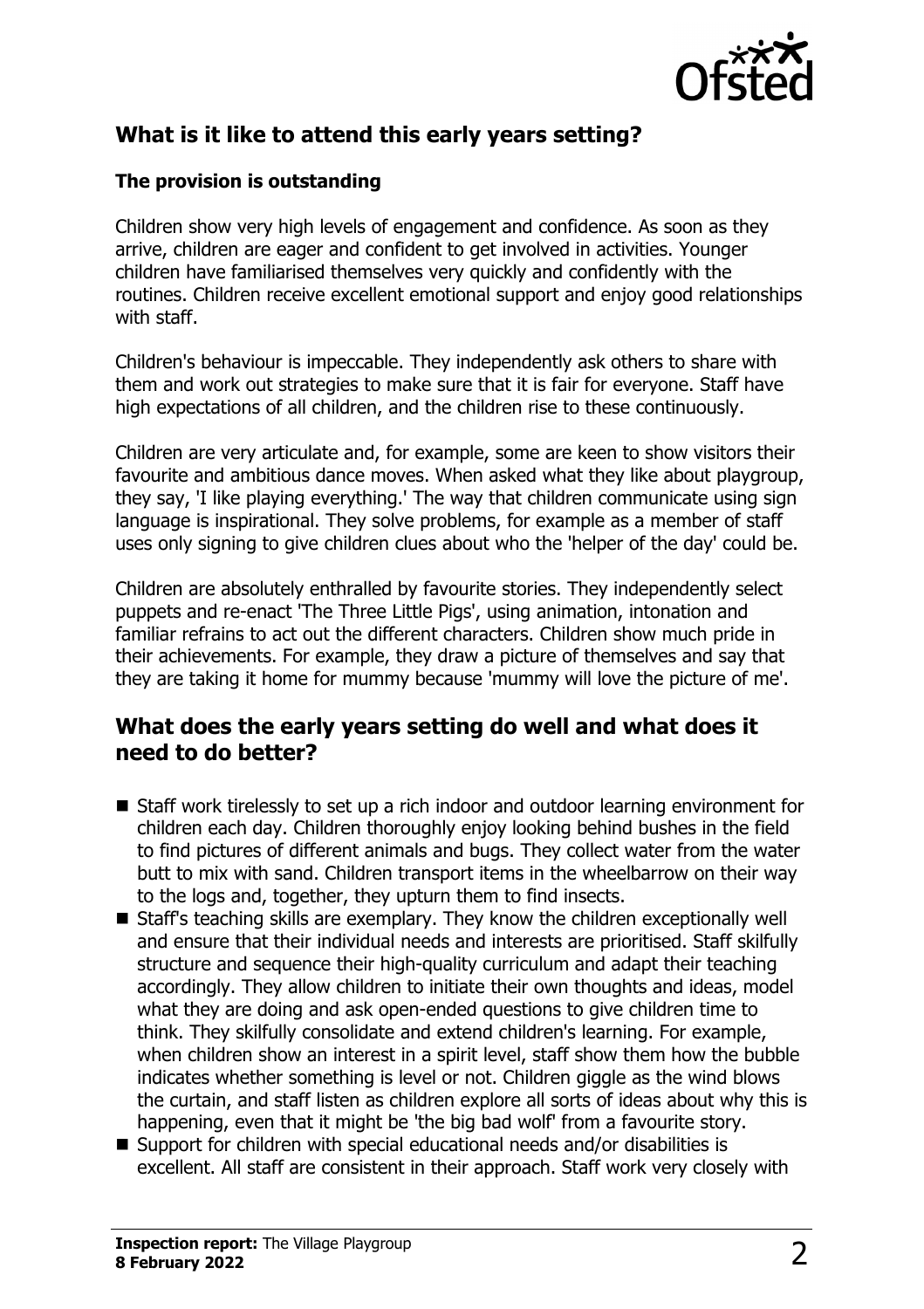## What is it like to attend this early years setting?

### The provision is outstanding

Children show very high levels of engagement and confidence. As soon as they arrive, children are eager and confident to get involved in activities. Younger children have familiarised themselves very quickly and confidently with the routines. Children receive excellent emotional support and enjoy good relationships with staff.

Children's behaviour is impeccable. They independently ask others to share with them and work out strategies to make sure that it is fair for everyone. Staff have high expectations of all children, and the children rise to these continuously.

Children are very articulate and, for example, some are keen to show visitors their favourite and ambitious dance moves. When asked what they like about playgroup, they say, 'I like playing everything.' The way that children communicate using sign language is inspirational. They solve problems, for example as a member of staff uses only signing to give children clues about who the 'helper of the day' could be.

Children are absolutely enthralled by favourite stories. They independently select puppets and re-enact 'The Three Little Pigs', using animation, intonation and familiar refrains to act out the different characters. Children show much pride in their achievements. For example, they draw a picture of themselves and say that they are taking it home for mummy because 'mummy will love the picture of me'.

## What does the early years setting do well and what does it need to do better?

- Staff work tirelessly to set up a rich indoor and outdoor learning environment for children each day. Children thoroughly enjoy looking behind bushes in the field to find pictures of different animals and bugs. They collect water from the water butt to mix with sand. Children transport items in the wheelbarrow on their way to the logs and, together, they upturn them to find insects.
- Staff's teaching skills are exemplary. They know the children exceptionally well and ensure that their individual needs and interests are prioritised. Staff skilfully structure and sequence their high-quality curriculum and adapt their teaching accordingly. They allow children to initiate their own thoughts and ideas, model what they are doing and ask open-ended questions to give children time to think. They skilfully consolidate and extend children's learning. For example, when children show an interest in a spirit level, staff show them how the bubble indicates whether something is level or not. Children giggle as the wind blows the curtain, and staff listen as children explore all sorts of ideas about why this is happening, even that it might be 'the big bad wolf' from a favourite story.
- Support for children with special educational needs and/or disabilities is excellent. All staff are consistent in their approach. Staff work very closely with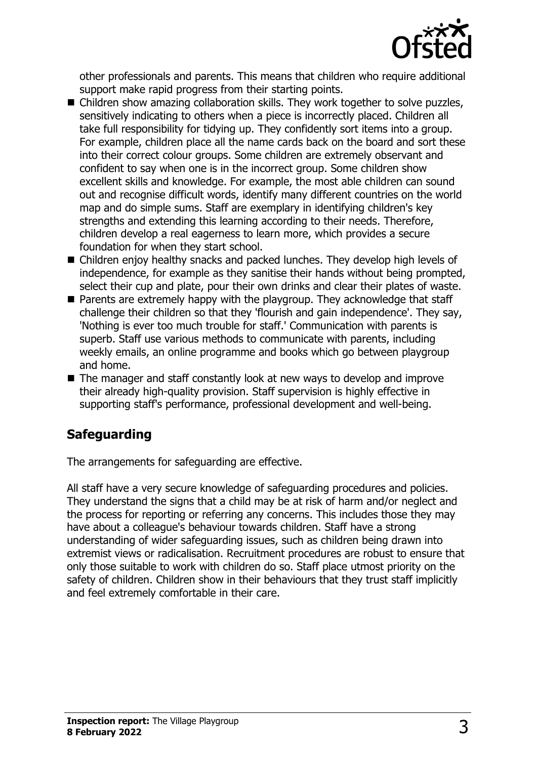other professionals and parents. This means that children who require additional support make rapid progress from their starting points.

- Children show amazing collaboration skills. They work together to solve puzzles, sensitively indicating to others when a piece is incorrectly placed. Children all take full responsibility for tidying up. They confidently sort items into a group. For example, children place all the name cards back on the board and sort these into their correct colour groups. Some children are extremely observant and confident to say when one is in the incorrect group. Some children show excellent skills and knowledge. For example, the most able children can sound out and recognise difficult words, identify many different countries on the world map and do simple sums. Staff are exemplary in identifying children's key strengths and extending this learning according to their needs. Therefore, children develop a real eagerness to learn more, which provides a secure foundation for when they start school.
- Children enjoy healthy snacks and packed lunches. They develop high levels of independence, for example as they sanitise their hands without being prompted, select their cup and plate, pour their own drinks and clear their plates of waste.
- Parents are extremely happy with the playgroup. They acknowledge that staff challenge their children so that they 'flourish and gain independence'. They say, 'Nothing is ever too much trouble for staff.' Communication with parents is superb. Staff use various methods to communicate with parents, including weekly emails, an online programme and books which go between playgroup and home.
- The manager and staff constantly look at new ways to develop and improve their already high-quality provision. Staff supervision is highly effective in supporting staff's performance, professional development and well-being.

## Safeguarding

The arrangements for safeguarding are effective.

All staff have a very secure knowledge of safeguarding procedures and policies. They understand the signs that a child may be at risk of harm and/or neglect and the process for reporting or referring any concerns. This includes those they may have about a colleague's behaviour towards children. Staff have a strong understanding of wider safeguarding issues, such as children being drawn into extremist views or radicalisation. Recruitment procedures are robust to ensure that only those suitable to work with children do so. Staff place utmost priority on the safety of children. Children show in their behaviours that they trust staff implicitly and feel extremely comfortable in their care.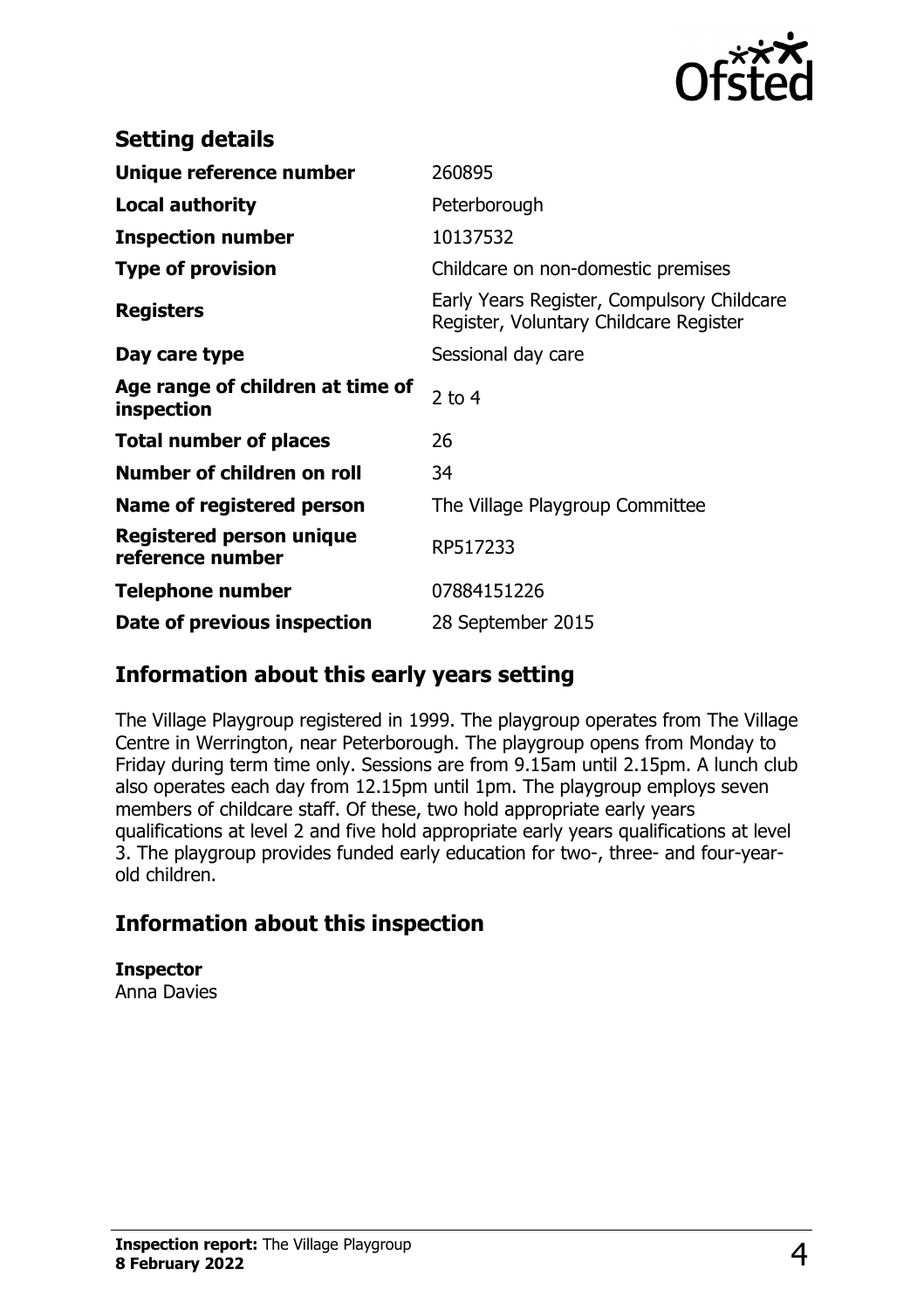## Setting details

| | |
|---|---|
| **Unique reference number** | 260895 |
| **Local authority** | Peterborough |
| **Inspection number** | 10137532 |
| **Type of provision** | Childcare on non-domestic premises |
| **Registers** | Early Years Register, Compulsory Childcare Register, Voluntary Childcare Register |
| **Day care type** | Sessional day care |
| **Age range of children at time of inspection** | 2 to 4 |
| **Total number of places** | 26 |
| **Number of children on roll** | 34 |
| **Name of registered person** | The Village Playgroup Committee |
| **Registered person unique reference number** | RP517233 |
| **Telephone number** | 07884151226 |
| **Date of previous inspection** | 28 September 2015 |

## Information about this early years setting

The Village Playgroup registered in 1999. The playgroup operates from The Village Centre in Werrington, near Peterborough. The playgroup opens from Monday to Friday during term time only. Sessions are from 9.15am until 2.15pm. A lunch club also operates each day from 12.15pm until 1pm. The playgroup employs seven members of childcare staff. Of these, two hold appropriate early years qualifications at level 2 and five hold appropriate early years qualifications at level 3. The playgroup provides funded early education for two-, three- and four-year-old children.

## Information about this inspection

**Inspector**
Anna Davies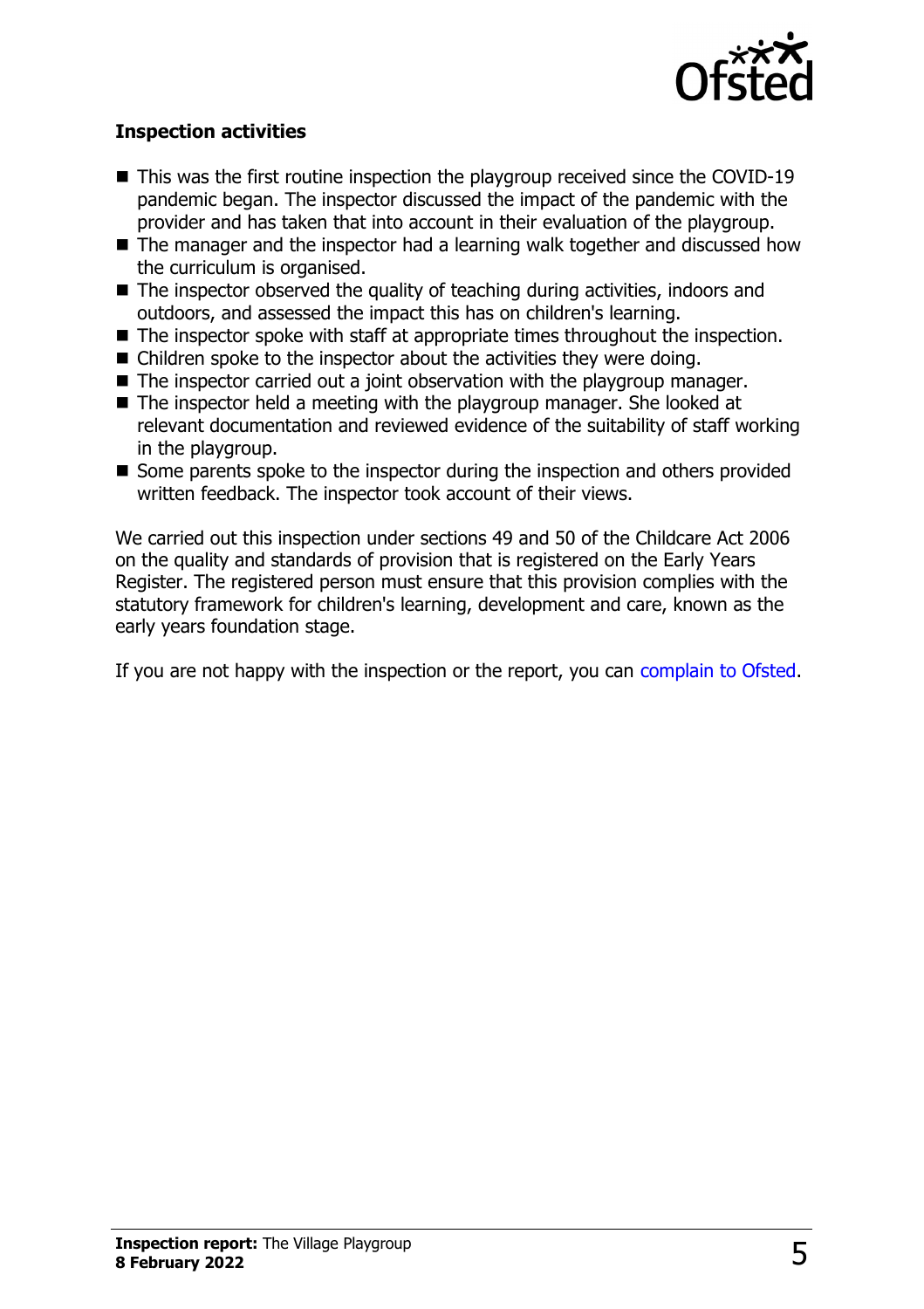### Inspection activities

- This was the first routine inspection the playgroup received since the COVID-19 pandemic began. The inspector discussed the impact of the pandemic with the provider and has taken that into account in their evaluation of the playgroup.
- The manager and the inspector had a learning walk together and discussed how the curriculum is organised.
- The inspector observed the quality of teaching during activities, indoors and outdoors, and assessed the impact this has on children's learning.
- The inspector spoke with staff at appropriate times throughout the inspection.
- Children spoke to the inspector about the activities they were doing.
- The inspector carried out a joint observation with the playgroup manager.
- The inspector held a meeting with the playgroup manager. She looked at relevant documentation and reviewed evidence of the suitability of staff working in the playgroup.
- Some parents spoke to the inspector during the inspection and others provided written feedback. The inspector took account of their views.

We carried out this inspection under sections 49 and 50 of the Childcare Act 2006 on the quality and standards of provision that is registered on the Early Years Register. The registered person must ensure that this provision complies with the statutory framework for children's learning, development and care, known as the early years foundation stage.

If you are not happy with the inspection or the report, you can complain to Ofsted.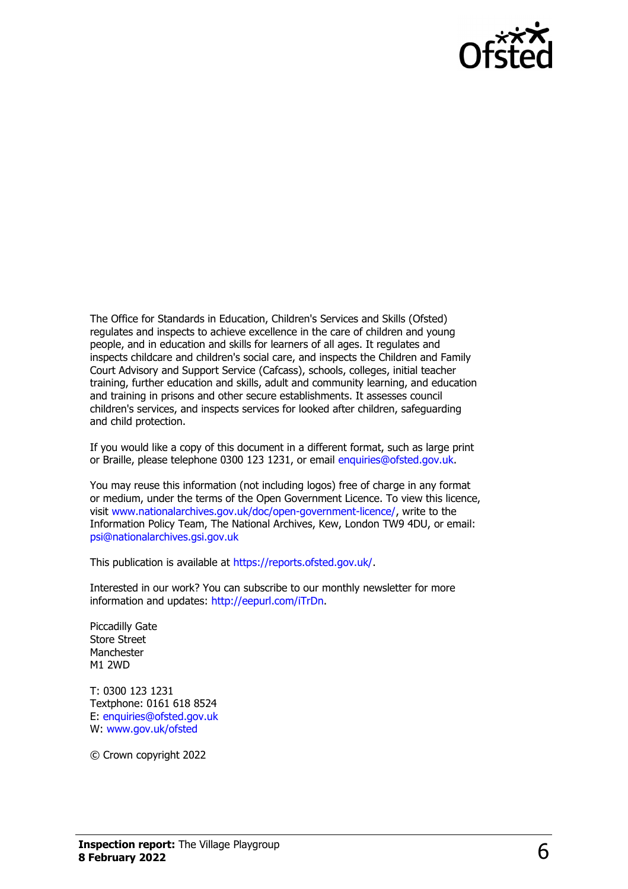The Office for Standards in Education, Children's Services and Skills (Ofsted) regulates and inspects to achieve excellence in the care of children and young people, and in education and skills for learners of all ages. It regulates and inspects childcare and children's social care, and inspects the Children and Family Court Advisory and Support Service (Cafcass), schools, colleges, initial teacher training, further education and skills, adult and community learning, and education and training in prisons and other secure establishments. It assesses council children's services, and inspects services for looked after children, safeguarding and child protection.

If you would like a copy of this document in a different format, such as large print or Braille, please telephone 0300 123 1231, or email enquiries@ofsted.gov.uk.

You may reuse this information (not including logos) free of charge in any format or medium, under the terms of the Open Government Licence. To view this licence, visit www.nationalarchives.gov.uk/doc/open-government-licence/, write to the Information Policy Team, The National Archives, Kew, London TW9 4DU, or email: psi@nationalarchives.gsi.gov.uk

This publication is available at https://reports.ofsted.gov.uk/.

Interested in our work? You can subscribe to our monthly newsletter for more information and updates: http://eepurl.com/iTrDn.

Piccadilly Gate
Store Street
Manchester
M1 2WD

T: 0300 123 1231
Textphone: 0161 618 8524
E: enquiries@ofsted.gov.uk
W: www.gov.uk/ofsted

© Crown copyright 2022